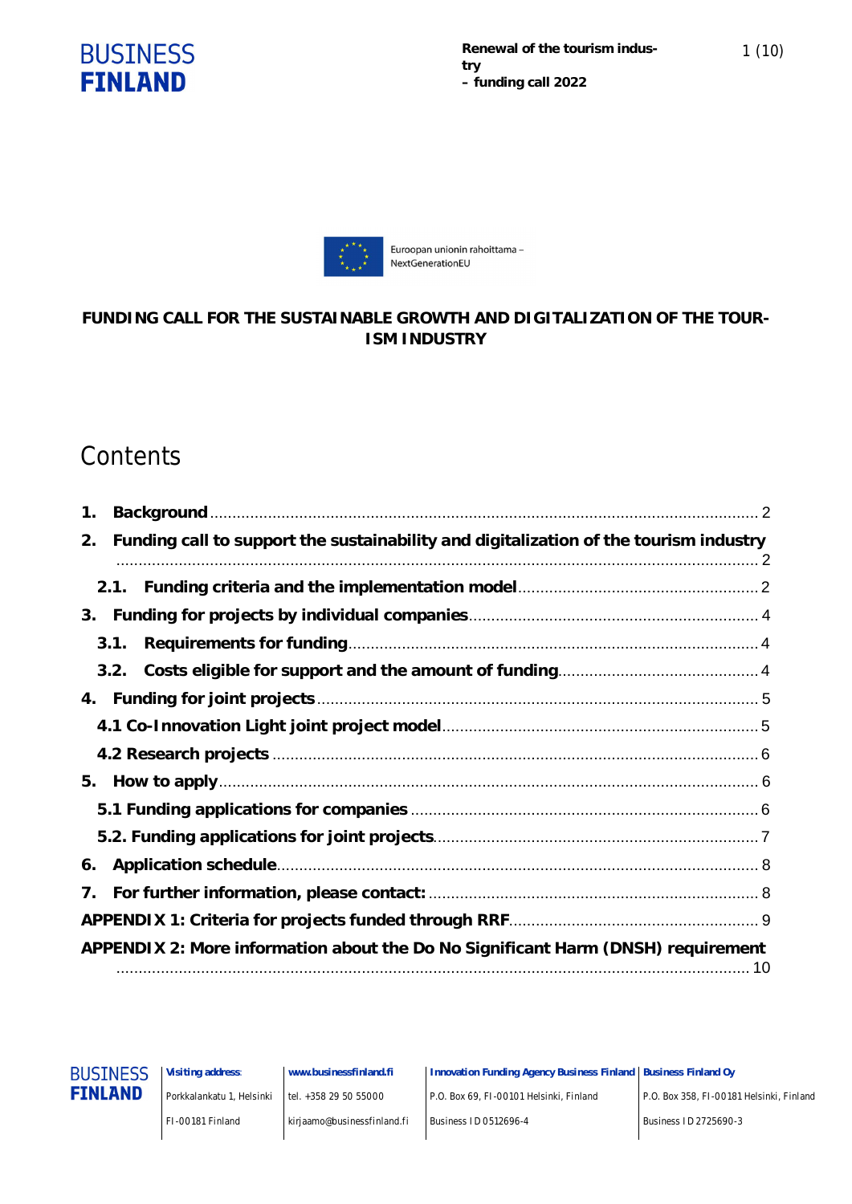Euroopan unionin rahoittama – NextGenerationEU

**FUNDING CALL FOR THE SUSTAINABLE GROWTH AND DIGITALIZATION OF THE TOURISM INDUSTRY**

# Contents

1. **Background** ..... 2
2. **Funding call to support the sustainability and digitalization of the tourism industry** ..... 2
   - **2.1. Funding criteria and the implementation model** ..... 2
3. **Funding for projects by individual companies** ..... 4
   - **3.1. Requirements for funding** ..... 4
   - **3.2. Costs eligible for support and the amount of funding** ..... 4
4. **Funding for joint projects** ..... 5
   - **4.1 Co-Innovation Light joint project model** ..... 5
   - **4.2 Research projects** ..... 6
5. **How to apply** ..... 6
   - **5.1 Funding applications for companies** ..... 6
   - **5.2. Funding applications for joint projects** ..... 7
6. **Application schedule** ..... 8
7. **For further information, please contact:** ..... 8

**APPENDIX 1: Criteria for projects funded through RRF** ..... 9

**APPENDIX 2: More information about the Do No Significant Harm (DNSH) requirement** ..... 10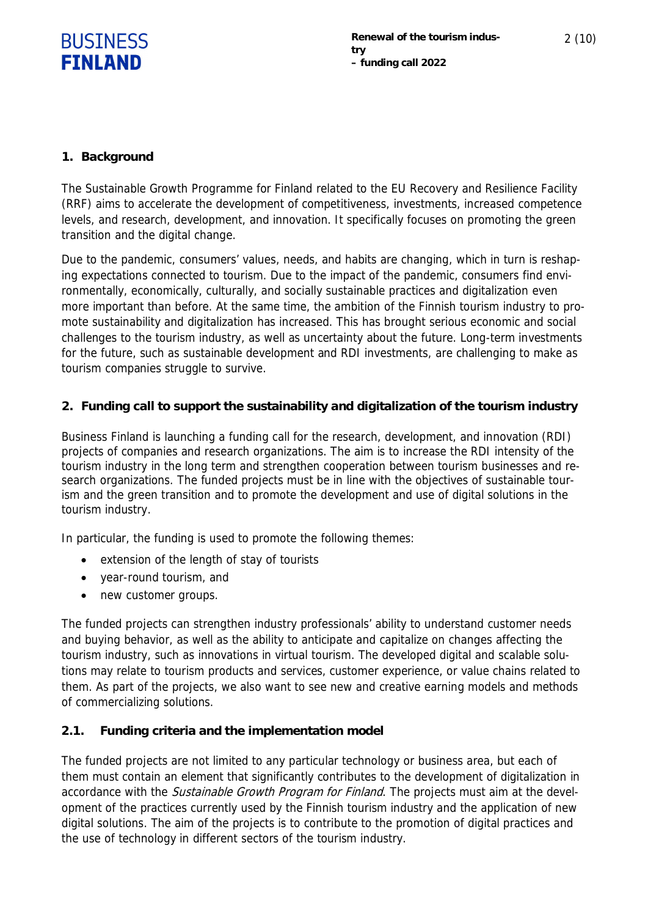## 1. Background

The Sustainable Growth Programme for Finland related to the EU Recovery and Resilience Facility (RRF) aims to accelerate the development of competitiveness, investments, increased competence levels, and research, development, and innovation. It specifically focuses on promoting the green transition and the digital change.

Due to the pandemic, consumers' values, needs, and habits are changing, which in turn is reshaping expectations connected to tourism. Due to the impact of the pandemic, consumers find environmentally, economically, culturally, and socially sustainable practices and digitalization even more important than before. At the same time, the ambition of the Finnish tourism industry to promote sustainability and digitalization has increased. This has brought serious economic and social challenges to the tourism industry, as well as uncertainty about the future. Long-term investments for the future, such as sustainable development and RDI investments, are challenging to make as tourism companies struggle to survive.

## 2. Funding call to support the sustainability and digitalization of the tourism industry

Business Finland is launching a funding call for the research, development, and innovation (RDI) projects of companies and research organizations. The aim is to increase the RDI intensity of the tourism industry in the long term and strengthen cooperation between tourism businesses and research organizations. The funded projects must be in line with the objectives of sustainable tourism and the green transition and to promote the development and use of digital solutions in the tourism industry.

In particular, the funding is used to promote the following themes:

- extension of the length of stay of tourists
- year-round tourism, and
- new customer groups.

The funded projects can strengthen industry professionals' ability to understand customer needs and buying behavior, as well as the ability to anticipate and capitalize on changes affecting the tourism industry, such as innovations in virtual tourism. The developed digital and scalable solutions may relate to tourism products and services, customer experience, or value chains related to them. As part of the projects, we also want to see new and creative earning models and methods of commercializing solutions.

### 2.1. Funding criteria and the implementation model

The funded projects are not limited to any particular technology or business area, but each of them must contain an element that significantly contributes to the development of digitalization in accordance with the *Sustainable Growth Program for Finland*. The projects must aim at the development of the practices currently used by the Finnish tourism industry and the application of new digital solutions. The aim of the projects is to contribute to the promotion of digital practices and the use of technology in different sectors of the tourism industry.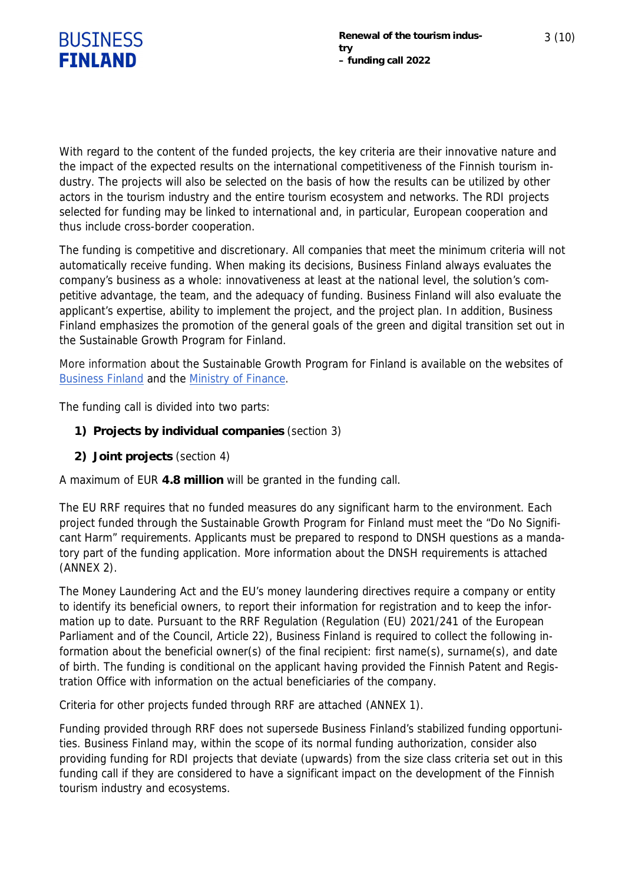With regard to the content of the funded projects, the key criteria are their innovative nature and the impact of the expected results on the international competitiveness of the Finnish tourism industry. The projects will also be selected on the basis of how the results can be utilized by other actors in the tourism industry and the entire tourism ecosystem and networks. The RDI projects selected for funding may be linked to international and, in particular, European cooperation and thus include cross-border cooperation.

The funding is competitive and discretionary. All companies that meet the minimum criteria will not automatically receive funding. When making its decisions, Business Finland always evaluates the company's business as a whole: innovativeness at least at the national level, the solution's competitive advantage, the team, and the adequacy of funding. Business Finland will also evaluate the applicant's expertise, ability to implement the project, and the project plan. In addition, Business Finland emphasizes the promotion of the general goals of the green and digital transition set out in the Sustainable Growth Program for Finland.

More information about the Sustainable Growth Program for Finland is available on the websites of Business Finland and the Ministry of Finance.

The funding call is divided into two parts:

1) **Projects by individual companies** (section 3)
2) **Joint projects** (section 4)

A maximum of EUR **4.8 million** will be granted in the funding call.

The EU RRF requires that no funded measures do any significant harm to the environment. Each project funded through the Sustainable Growth Program for Finland must meet the "Do No Significant Harm" requirements. Applicants must be prepared to respond to DNSH questions as a mandatory part of the funding application. More information about the DNSH requirements is attached (ANNEX 2).

The Money Laundering Act and the EU's money laundering directives require a company or entity to identify its beneficial owners, to report their information for registration and to keep the information up to date. Pursuant to the RRF Regulation (Regulation (EU) 2021/241 of the European Parliament and of the Council, Article 22), Business Finland is required to collect the following information about the beneficial owner(s) of the final recipient: first name(s), surname(s), and date of birth. The funding is conditional on the applicant having provided the Finnish Patent and Registration Office with information on the actual beneficiaries of the company.

Criteria for other projects funded through RRF are attached (ANNEX 1).

Funding provided through RRF does not supersede Business Finland's stabilized funding opportunities. Business Finland may, within the scope of its normal funding authorization, consider also providing funding for RDI projects that deviate (upwards) from the size class criteria set out in this funding call if they are considered to have a significant impact on the development of the Finnish tourism industry and ecosystems.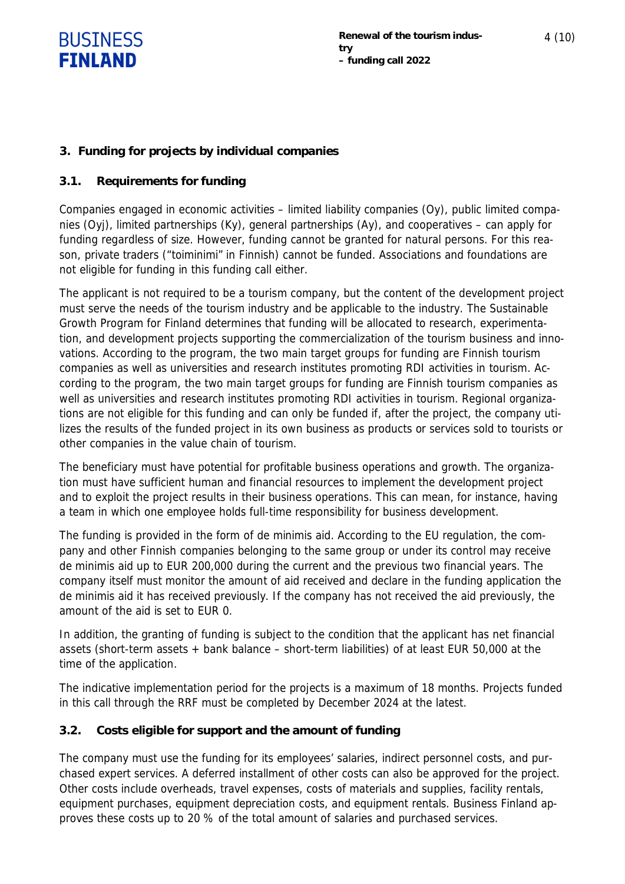## 3. Funding for projects by individual companies

### 3.1. Requirements for funding

Companies engaged in economic activities – limited liability companies (Oy), public limited companies (Oyj), limited partnerships (Ky), general partnerships (Ay), and cooperatives – can apply for funding regardless of size. However, funding cannot be granted for natural persons. For this reason, private traders ("toiminimi" in Finnish) cannot be funded. Associations and foundations are not eligible for funding in this funding call either.

The applicant is not required to be a tourism company, but the content of the development project must serve the needs of the tourism industry and be applicable to the industry. The Sustainable Growth Program for Finland determines that funding will be allocated to research, experimentation, and development projects supporting the commercialization of the tourism business and innovations. According to the program, the two main target groups for funding are Finnish tourism companies as well as universities and research institutes promoting RDI activities in tourism. According to the program, the two main target groups for funding are Finnish tourism companies as well as universities and research institutes promoting RDI activities in tourism. Regional organizations are not eligible for this funding and can only be funded if, after the project, the company utilizes the results of the funded project in its own business as products or services sold to tourists or other companies in the value chain of tourism.

The beneficiary must have potential for profitable business operations and growth. The organization must have sufficient human and financial resources to implement the development project and to exploit the project results in their business operations. This can mean, for instance, having a team in which one employee holds full-time responsibility for business development.

The funding is provided in the form of de minimis aid. According to the EU regulation, the company and other Finnish companies belonging to the same group or under its control may receive de minimis aid up to EUR 200,000 during the current and the previous two financial years. The company itself must monitor the amount of aid received and declare in the funding application the de minimis aid it has received previously. If the company has not received the aid previously, the amount of the aid is set to EUR 0.

In addition, the granting of funding is subject to the condition that the applicant has net financial assets (short-term assets + bank balance – short-term liabilities) of at least EUR 50,000 at the time of the application.

The indicative implementation period for the projects is a maximum of 18 months. Projects funded in this call through the RRF must be completed by December 2024 at the latest.

### 3.2. Costs eligible for support and the amount of funding

The company must use the funding for its employees' salaries, indirect personnel costs, and purchased expert services. A deferred installment of other costs can also be approved for the project. Other costs include overheads, travel expenses, costs of materials and supplies, facility rentals, equipment purchases, equipment depreciation costs, and equipment rentals. Business Finland approves these costs up to 20 % of the total amount of salaries and purchased services.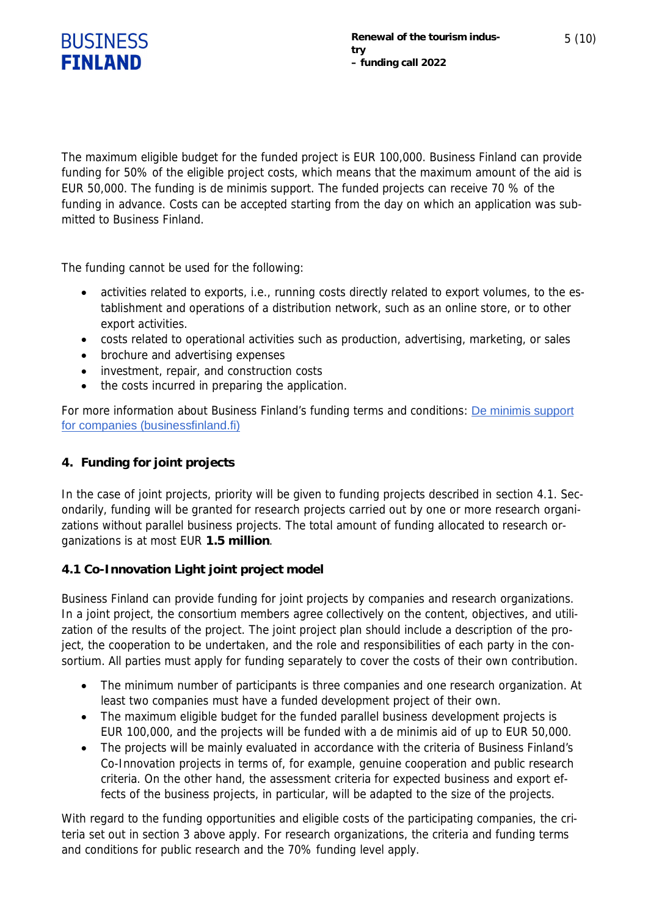The maximum eligible budget for the funded project is EUR 100,000. Business Finland can provide funding for 50% of the eligible project costs, which means that the maximum amount of the aid is EUR 50,000. The funding is de minimis support. The funded projects can receive 70 % of the funding in advance. Costs can be accepted starting from the day on which an application was submitted to Business Finland.

The funding cannot be used for the following:

- activities related to exports, i.e., running costs directly related to export volumes, to the establishment and operations of a distribution network, such as an online store, or to other export activities.
- costs related to operational activities such as production, advertising, marketing, or sales
- brochure and advertising expenses
- investment, repair, and construction costs
- the costs incurred in preparing the application.

For more information about Business Finland's funding terms and conditions: [De minimis support for companies (businessfinland.fi)]

## 4. Funding for joint projects

In the case of joint projects, priority will be given to funding projects described in section 4.1. Secondarily, funding will be granted for research projects carried out by one or more research organizations without parallel business projects. The total amount of funding allocated to research organizations is at most EUR **1.5 million**.

### 4.1 Co-Innovation Light joint project model

Business Finland can provide funding for joint projects by companies and research organizations. In a joint project, the consortium members agree collectively on the content, objectives, and utilization of the results of the project. The joint project plan should include a description of the project, the cooperation to be undertaken, and the role and responsibilities of each party in the consortium. All parties must apply for funding separately to cover the costs of their own contribution.

- The minimum number of participants is three companies and one research organization. At least two companies must have a funded development project of their own.
- The maximum eligible budget for the funded parallel business development projects is EUR 100,000, and the projects will be funded with a de minimis aid of up to EUR 50,000.
- The projects will be mainly evaluated in accordance with the criteria of Business Finland's Co-Innovation projects in terms of, for example, genuine cooperation and public research criteria. On the other hand, the assessment criteria for expected business and export effects of the business projects, in particular, will be adapted to the size of the projects.

With regard to the funding opportunities and eligible costs of the participating companies, the criteria set out in section 3 above apply. For research organizations, the criteria and funding terms and conditions for public research and the 70% funding level apply.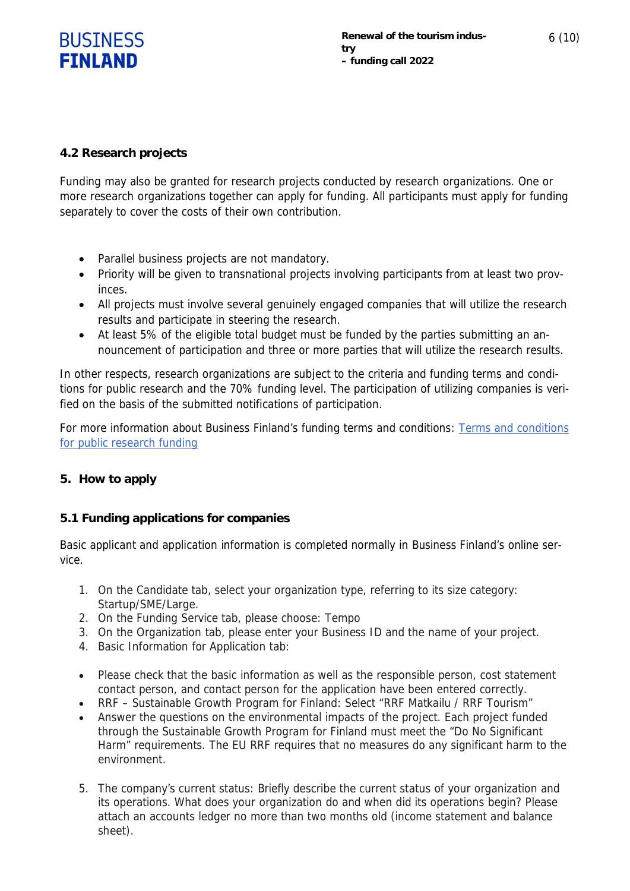### 4.2 Research projects

Funding may also be granted for research projects conducted by research organizations. One or more research organizations together can apply for funding. All participants must apply for funding separately to cover the costs of their own contribution.

- Parallel business projects are not mandatory.
- Priority will be given to transnational projects involving participants from at least two provinces.
- All projects must involve several genuinely engaged companies that will utilize the research results and participate in steering the research.
- At least 5% of the eligible total budget must be funded by the parties submitting an announcement of participation and three or more parties that will utilize the research results.

In other respects, research organizations are subject to the criteria and funding terms and conditions for public research and the 70% funding level. The participation of utilizing companies is verified on the basis of the submitted notifications of participation.

For more information about Business Finland's funding terms and conditions: [Terms and conditions for public research funding]()

## 5. How to apply

### 5.1 Funding applications for companies

Basic applicant and application information is completed normally in Business Finland's online service.

1. On the Candidate tab, select your organization type, referring to its size category: Startup/SME/Large.
2. On the Funding Service tab, please choose: Tempo
3. On the Organization tab, please enter your Business ID and the name of your project.
4. Basic Information for Application tab:

- Please check that the basic information as well as the responsible person, cost statement contact person, and contact person for the application have been entered correctly.
- RRF – Sustainable Growth Program for Finland: Select "RRF Matkailu / RRF Tourism"
- Answer the questions on the environmental impacts of the project. Each project funded through the Sustainable Growth Program for Finland must meet the "Do No Significant Harm" requirements. The EU RRF requires that no measures do any significant harm to the environment.

5. The company's current status: Briefly describe the current status of your organization and its operations. What does your organization do and when did its operations begin? Please attach an accounts ledger no more than two months old (income statement and balance sheet).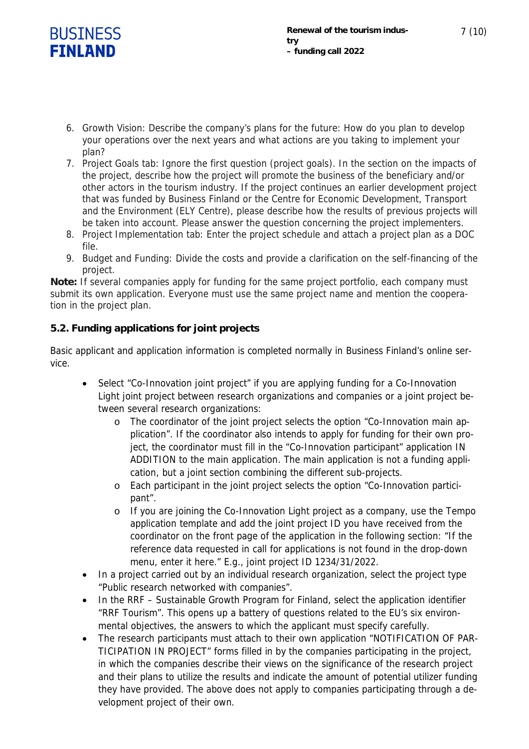6. Growth Vision: Describe the company's plans for the future: How do you plan to develop your operations over the next years and what actions are you taking to implement your plan?
7. Project Goals tab: Ignore the first question (project goals). In the section on the impacts of the project, describe how the project will promote the business of the beneficiary and/or other actors in the tourism industry. If the project continues an earlier development project that was funded by Business Finland or the Centre for Economic Development, Transport and the Environment (ELY Centre), please describe how the results of previous projects will be taken into account. Please answer the question concerning the project implementers.
8. Project Implementation tab: Enter the project schedule and attach a project plan as a DOC file.
9. Budget and Funding: Divide the costs and provide a clarification on the self-financing of the project.

**Note:** If several companies apply for funding for the same project portfolio, each company must submit its own application. Everyone must use the same project name and mention the cooperation in the project plan.

### 5.2. Funding applications for joint projects

Basic applicant and application information is completed normally in Business Finland's online service.

- Select "Co-Innovation joint project" if you are applying funding for a Co-Innovation Light joint project between research organizations and companies or a joint project between several research organizations:
    - The coordinator of the joint project selects the option "Co-Innovation main application". If the coordinator also intends to apply for funding for their own project, the coordinator must fill in the "Co-Innovation participant" application IN ADDITION to the main application. The main application is not a funding application, but a joint section combining the different sub-projects.
    - Each participant in the joint project selects the option "Co-Innovation participant".
    - If you are joining the Co-Innovation Light project as a company, use the Tempo application template and add the joint project ID you have received from the coordinator on the front page of the application in the following section: "If the reference data requested in call for applications is not found in the drop-down menu, enter it here." E.g., joint project ID 1234/31/2022.
- In a project carried out by an individual research organization, select the project type "Public research networked with companies".
- In the RRF – Sustainable Growth Program for Finland, select the application identifier "RRF Tourism". This opens up a battery of questions related to the EU's six environmental objectives, the answers to which the applicant must specify carefully.
- The research participants must attach to their own application "NOTIFICATION OF PARTICIPATION IN PROJECT" forms filled in by the companies participating in the project, in which the companies describe their views on the significance of the research project and their plans to utilize the results and indicate the amount of potential utilizer funding they have provided. The above does not apply to companies participating through a development project of their own.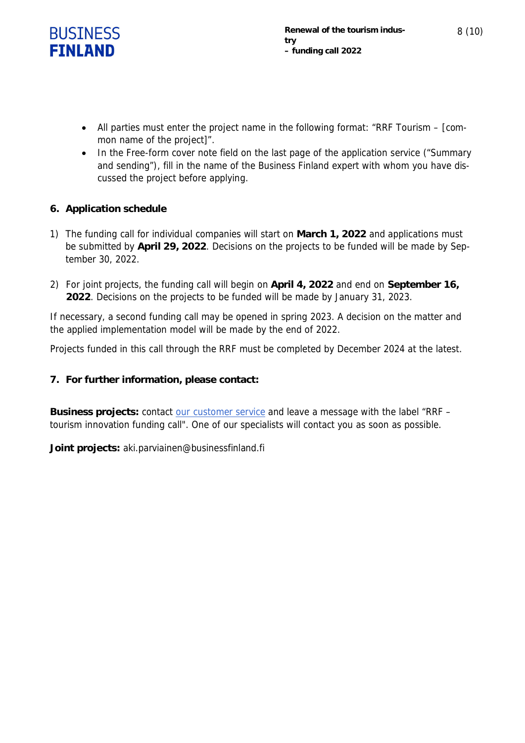- All parties must enter the project name in the following format: "RRF Tourism – [common name of the project]".
- In the Free-form cover note field on the last page of the application service ("Summary and sending"), fill in the name of the Business Finland expert with whom you have discussed the project before applying.

## 6. Application schedule

1) The funding call for individual companies will start on **March 1, 2022** and applications must be submitted by **April 29, 2022**. Decisions on the projects to be funded will be made by September 30, 2022.

2) For joint projects, the funding call will begin on **April 4, 2022** and end on **September 16, 2022**. Decisions on the projects to be funded will be made by January 31, 2023.

If necessary, a second funding call may be opened in spring 2023. A decision on the matter and the applied implementation model will be made by the end of 2022.

Projects funded in this call through the RRF must be completed by December 2024 at the latest.

## 7. For further information, please contact:

**Business projects:** contact our customer service and leave a message with the label "RRF – tourism innovation funding call". One of our specialists will contact you as soon as possible.

**Joint projects:** aki.parviainen@businessfinland.fi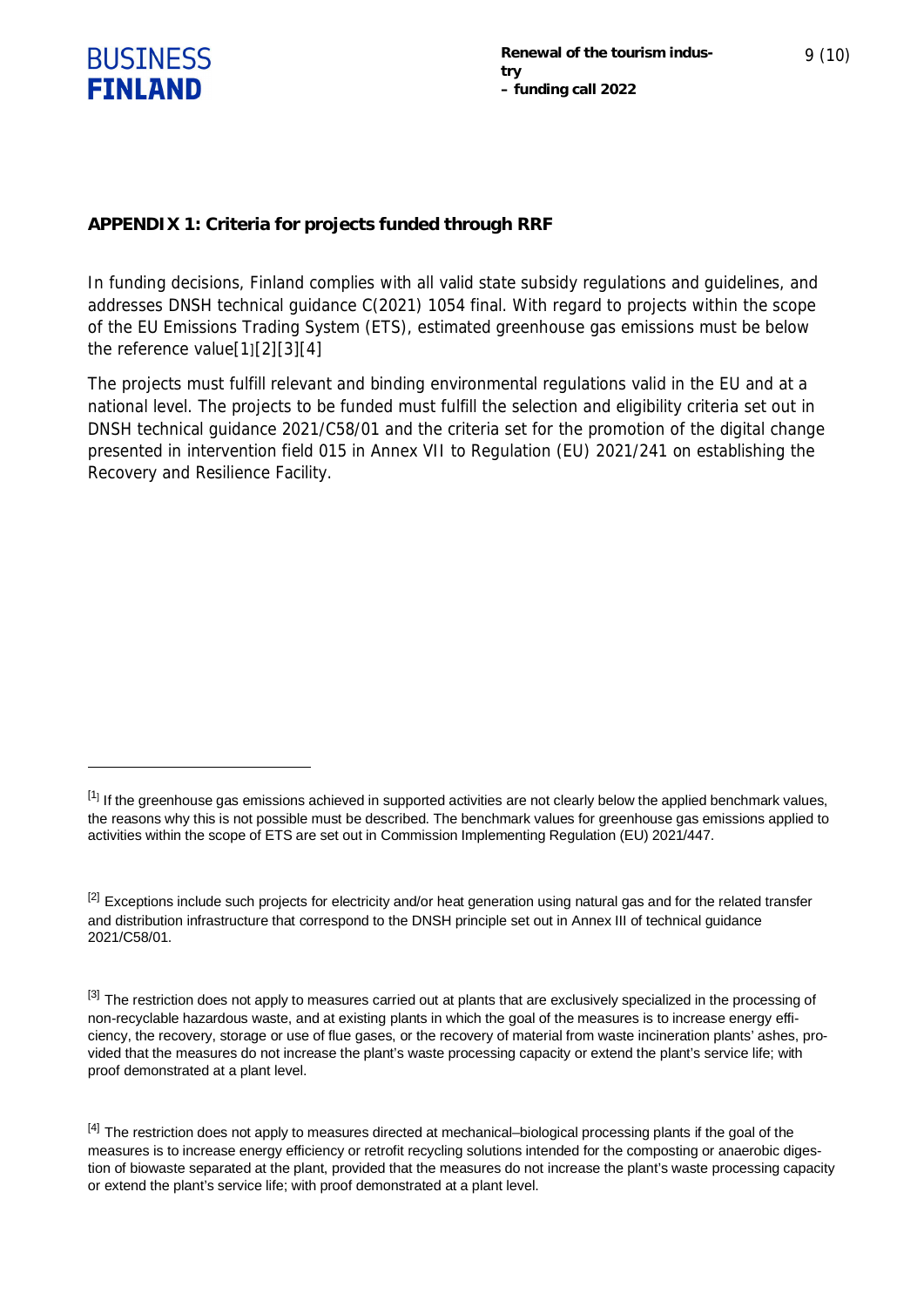## APPENDIX 1: Criteria for projects funded through RRF

In funding decisions, Finland complies with all valid state subsidy regulations and guidelines, and addresses DNSH technical guidance C(2021) 1054 final. With regard to projects within the scope of the EU Emissions Trading System (ETS), estimated greenhouse gas emissions must be below the reference value[1][2][3][4]

The projects must fulfill relevant and binding environmental regulations valid in the EU and at a national level. The projects to be funded must fulfill the selection and eligibility criteria set out in DNSH technical guidance 2021/C58/01 and the criteria set for the promotion of the digital change presented in intervention field 015 in Annex VII to Regulation (EU) 2021/241 on establishing the Recovery and Resilience Facility.

---

[1] If the greenhouse gas emissions achieved in supported activities are not clearly below the applied benchmark values, the reasons why this is not possible must be described. The benchmark values for greenhouse gas emissions applied to activities within the scope of ETS are set out in Commission Implementing Regulation (EU) 2021/447.

[2] Exceptions include such projects for electricity and/or heat generation using natural gas and for the related transfer and distribution infrastructure that correspond to the DNSH principle set out in Annex III of technical guidance 2021/C58/01.

[3] The restriction does not apply to measures carried out at plants that are exclusively specialized in the processing of non-recyclable hazardous waste, and at existing plants in which the goal of the measures is to increase energy efficiency, the recovery, storage or use of flue gases, or the recovery of material from waste incineration plants' ashes, provided that the measures do not increase the plant's waste processing capacity or extend the plant's service life; with proof demonstrated at a plant level.

[4] The restriction does not apply to measures directed at mechanical–biological processing plants if the goal of the measures is to increase energy efficiency or retrofit recycling solutions intended for the composting or anaerobic digestion of biowaste separated at the plant, provided that the measures do not increase the plant's waste processing capacity or extend the plant's service life; with proof demonstrated at a plant level.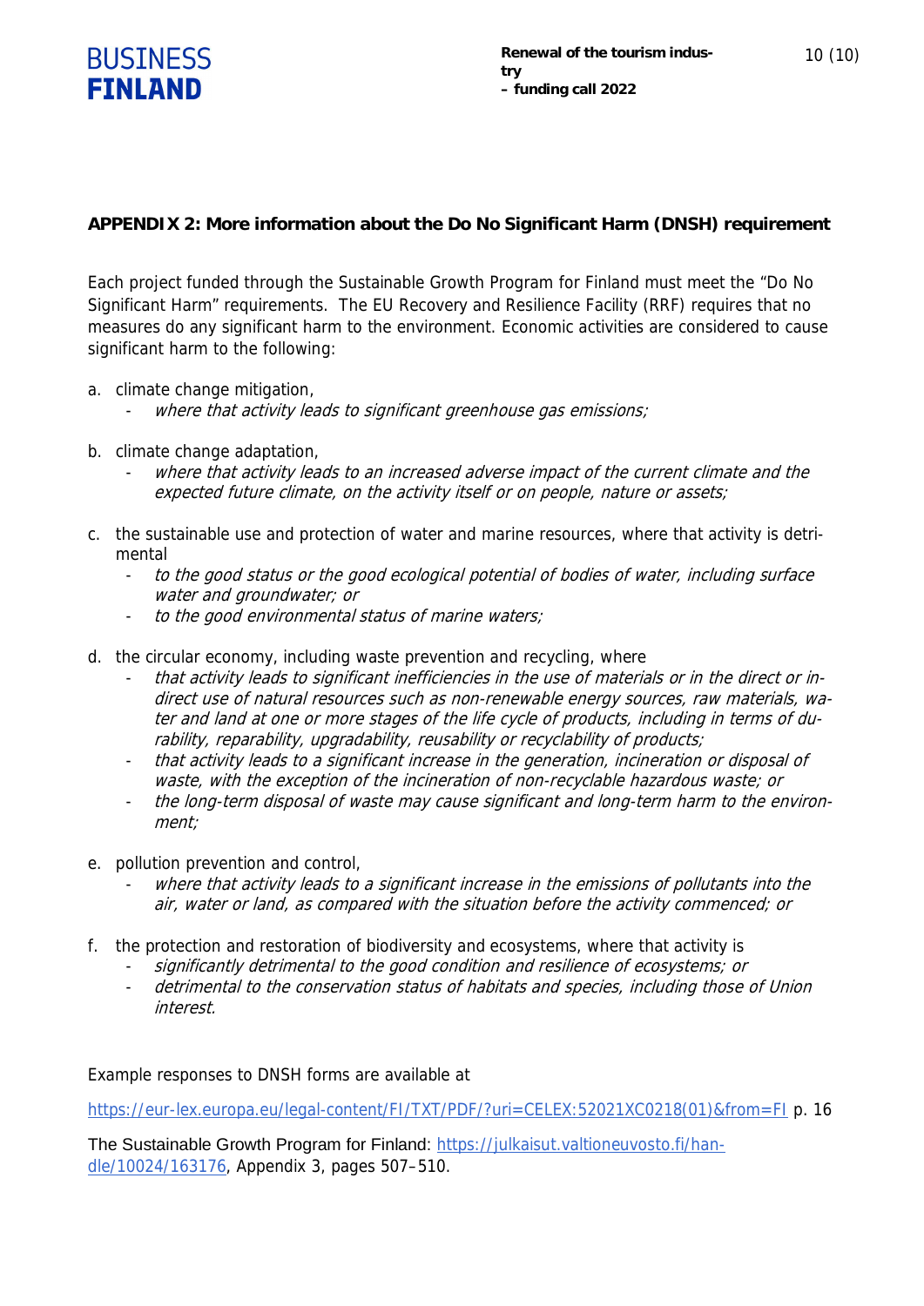## APPENDIX 2: More information about the Do No Significant Harm (DNSH) requirement

Each project funded through the Sustainable Growth Program for Finland must meet the "Do No Significant Harm" requirements. The EU Recovery and Resilience Facility (RRF) requires that no measures do any significant harm to the environment. Economic activities are considered to cause significant harm to the following:

a. climate change mitigation,
   - *where that activity leads to significant greenhouse gas emissions;*

b. climate change adaptation,
   - *where that activity leads to an increased adverse impact of the current climate and the expected future climate, on the activity itself or on people, nature or assets;*

c. the sustainable use and protection of water and marine resources, where that activity is detrimental
   - *to the good status or the good ecological potential of bodies of water, including surface water and groundwater; or*
   - *to the good environmental status of marine waters;*

d. the circular economy, including waste prevention and recycling, where
   - *that activity leads to significant inefficiencies in the use of materials or in the direct or indirect use of natural resources such as non-renewable energy sources, raw materials, water and land at one or more stages of the life cycle of products, including in terms of durability, reparability, upgradability, reusability or recyclability of products;*
   - *that activity leads to a significant increase in the generation, incineration or disposal of waste, with the exception of the incineration of non-recyclable hazardous waste; or*
   - *the long-term disposal of waste may cause significant and long-term harm to the environment;*

e. pollution prevention and control,
   - *where that activity leads to a significant increase in the emissions of pollutants into the air, water or land, as compared with the situation before the activity commenced; or*

f. the protection and restoration of biodiversity and ecosystems, where that activity is
   - *significantly detrimental to the good condition and resilience of ecosystems; or*
   - *detrimental to the conservation status of habitats and species, including those of Union interest.*

Example responses to DNSH forms are available at

https://eur-lex.europa.eu/legal-content/FI/TXT/PDF/?uri=CELEX:52021XC0218(01)&from=FI p. 16

The Sustainable Growth Program for Finland: https://julkaisut.valtioneuvosto.fi/handle/10024/163176, Appendix 3, pages 507–510.